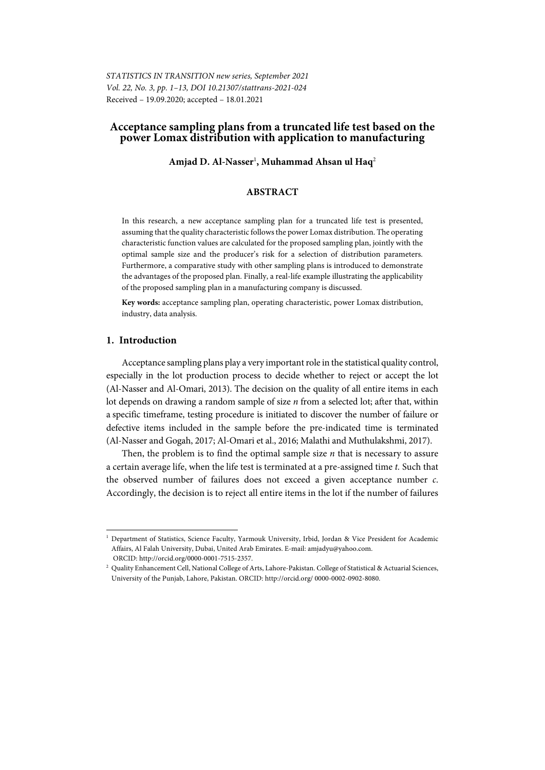# Acceptance sampling plans from a truncated life test based on the power Lomax distribution with application to manufacturing

**Amjad D. Al-Nasser**[1], **Muhammad Ahsan ul Haq**[2]

## ABSTRACT

In this research, a new acceptance sampling plan for a truncated life test is presented, assuming that the quality characteristic follows the power Lomax distribution. The operating characteristic function values are calculated for the proposed sampling plan, jointly with the optimal sample size and the producer's risk for a selection of distribution parameters. Furthermore, a comparative study with other sampling plans is introduced to demonstrate the advantages of the proposed plan. Finally, a real-life example illustrating the applicability of the proposed sampling plan in a manufacturing company is discussed.

**Key words:** acceptance sampling plan, operating characteristic, power Lomax distribution, industry, data analysis.

## 1. Introduction

Acceptance sampling plans play a very important role in the statistical quality control, especially in the lot production process to decide whether to reject or accept the lot (Al-Nasser and Al-Omari, 2013). The decision on the quality of all entire items in each lot depends on drawing a random sample of size *n* from a selected lot; after that, within a specific timeframe, testing procedure is initiated to discover the number of failure or defective items included in the sample before the pre-indicated time is terminated (Al-Nasser and Gogah, 2017; Al-Omari et al., 2016; Malathi and Muthulakshmi, 2017).

Then, the problem is to find the optimal sample size *n* that is necessary to assure a certain average life, when the life test is terminated at a pre-assigned time *t.* Such that the observed number of failures does not exceed a given acceptance number *c*. Accordingly, the decision is to reject all entire items in the lot if the number of failures

---

[1] Department of Statistics, Science Faculty, Yarmouk University, Irbid, Jordan & Vice President for Academic Affairs, Al Falah University, Dubai, United Arab Emirates. E-mail: amjadyu@yahoo.com. ORCID: http://orcid.org/0000-0001-7515-2357.

[2] Quality Enhancement Cell, National College of Arts, Lahore-Pakistan. College of Statistical & Actuarial Sciences, University of the Punjab, Lahore, Pakistan. ORCID: http://orcid.org/ 0000-0002-0902-8080.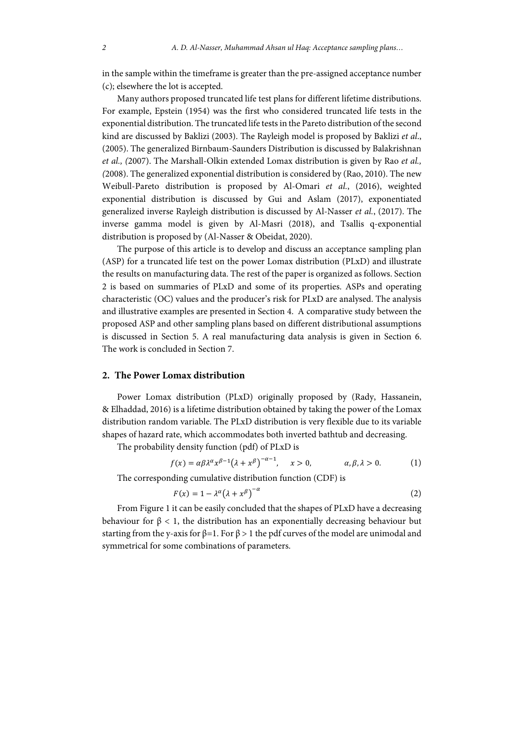in the sample within the timeframe is greater than the pre-assigned acceptance number (c); elsewhere the lot is accepted.

Many authors proposed truncated life test plans for different lifetime distributions. For example, Epstein (1954) was the first who considered truncated life tests in the exponential distribution. The truncated life tests in the Pareto distribution of the second kind are discussed by Baklizi (2003). The Rayleigh model is proposed by Baklizi *et al*., (2005). The generalized Birnbaum-Saunders Distribution is discussed by Balakrishnan *et al., (*2007). The Marshall-Olkin extended Lomax distribution is given by Rao *et al., (*2008). The generalized exponential distribution is considered by (Rao, 2010). The new Weibull-Pareto distribution is proposed by Al-Omari *et al.*, (2016), weighted exponential distribution is discussed by Gui and Aslam (2017), exponentiated generalized inverse Rayleigh distribution is discussed by Al-Nasser *et al.*, (2017). The inverse gamma model is given by Al-Masri (2018), and Tsallis q-exponential distribution is proposed by (Al-Nasser & Obeidat, 2020).

The purpose of this article is to develop and discuss an acceptance sampling plan (ASP) for a truncated life test on the power Lomax distribution (PLxD) and illustrate the results on manufacturing data. The rest of the paper is organized as follows. Section 2 is based on summaries of PLxD and some of its properties. ASPs and operating characteristic (OC) values and the producer's risk for PLxD are analysed. The analysis and illustrative examples are presented in Section 4. A comparative study between the proposed ASP and other sampling plans based on different distributional assumptions is discussed in Section 5. A real manufacturing data analysis is given in Section 6. The work is concluded in Section 7.

## 2. The Power Lomax distribution

Power Lomax distribution (PLxD) originally proposed by (Rady, Hassanein, & Elhaddad, 2016) is a lifetime distribution obtained by taking the power of the Lomax distribution random variable. The PLxD distribution is very flexible due to its variable shapes of hazard rate, which accommodates both inverted bathtub and decreasing.

The probability density function (pdf) of PLxD is

$$f(x) = \alpha\beta\lambda^{\alpha}x^{\beta-1}\left(\lambda + x^{\beta}\right)^{-\alpha-1}, \quad x > 0, \qquad \alpha, \beta, \lambda > 0. \tag{1}$$

The corresponding cumulative distribution function (CDF) is

$$F(x) = 1 - \lambda^{\alpha}\left(\lambda + x^{\beta}\right)^{-\alpha} \tag{2}$$

From Figure 1 it can be easily concluded that the shapes of PLxD have a decreasing behaviour for $\beta < 1$, the distribution has an exponentially decreasing behaviour but starting from the y-axis for $\beta$=1. For $\beta > 1$ the pdf curves of the model are unimodal and symmetrical for some combinations of parameters.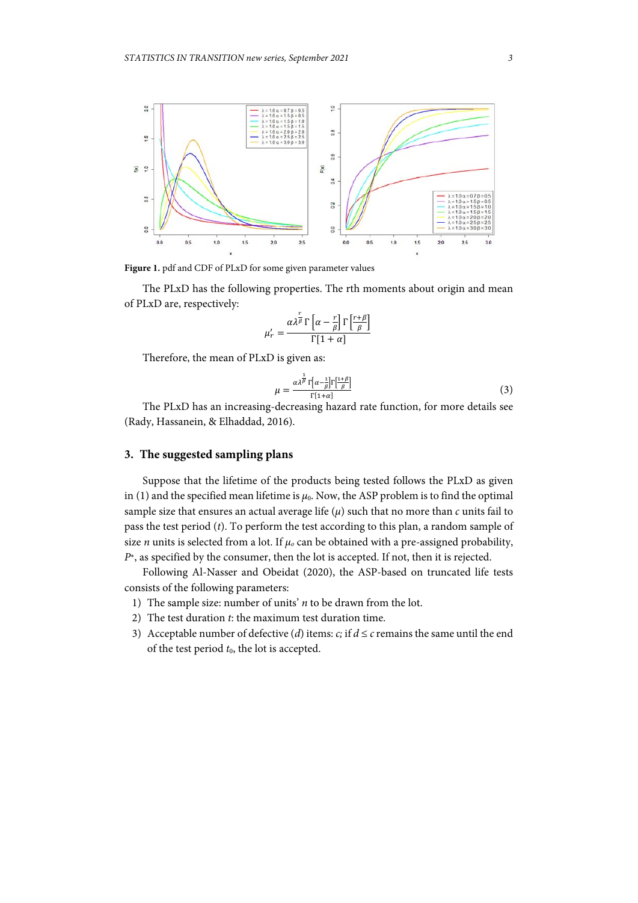Figure 1. pdf and CDF of PLxD for some given parameter values

The PLxD has the following properties. The rth moments about origin and mean of PLxD are, respectively:

$$\mu_r' = \frac{\alpha\lambda^{\frac{r}{\beta}}\Gamma\left[\alpha - \frac{r}{\beta}\right]\Gamma\left[\frac{r+\beta}{\beta}\right]}{\Gamma[1+\alpha]}$$

Therefore, the mean of PLxD is given as:

$$\mu = \frac{\alpha\lambda^{\frac{1}{\beta}}\Gamma\left[\alpha - \frac{1}{\beta}\right]\Gamma\left[\frac{1+\beta}{\beta}\right]}{\Gamma[1+\alpha]} \tag{3}$$

The PLxD has an increasing-decreasing hazard rate function, for more details see (Rady, Hassanein, & Elhaddad, 2016).

## 3. The suggested sampling plans

Suppose that the lifetime of the products being tested follows the PLxD as given in (1) and the specified mean lifetime is $\mu_0$. Now, the ASP problem is to find the optimal sample size that ensures an actual average life ($\mu$) such that no more than $c$ units fail to pass the test period ($t$). To perform the test according to this plan, a random sample of size $n$ units is selected from a lot. If $\mu_o$ can be obtained with a pre-assigned probability, $P^*$, as specified by the consumer, then the lot is accepted. If not, then it is rejected.

Following Al-Nasser and Obeidat (2020), the ASP-based on truncated life tests consists of the following parameters:

1) The sample size: number of units' $n$ to be drawn from the lot.
2) The test duration $t$: the maximum test duration time.
3) Acceptable number of defective ($d$) items: $c$; if $d \leq c$ remains the same until the end of the test period $t_0$, the lot is accepted.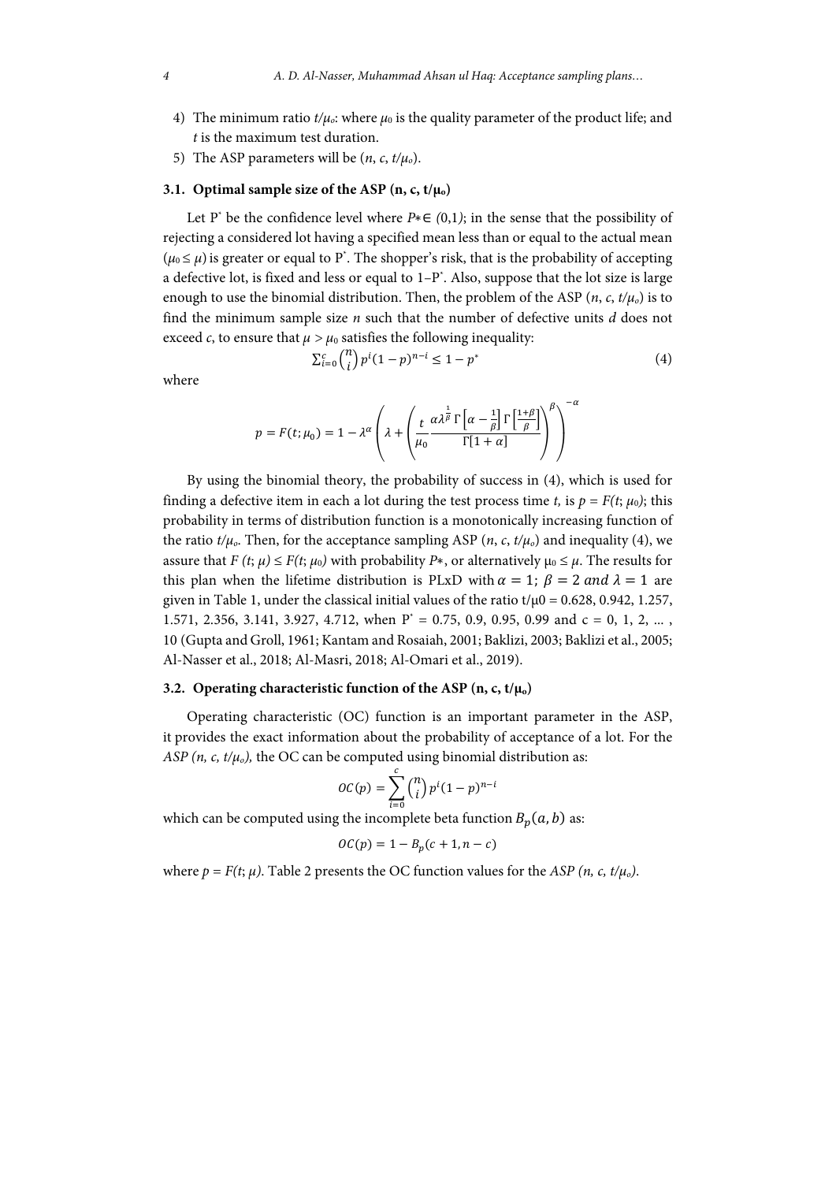4) The minimum ratio $t/\mu_o$: where $\mu_0$ is the quality parameter of the product life; and $t$ is the maximum test duration.
5) The ASP parameters will be ($n$, $c$, $t/\mu_o$).

### 3.1. Optimal sample size of the ASP (n, c, t/μ$_o$)

Let $P^*$ be the confidence level where $P^* \in (0,1)$; in the sense that the possibility of rejecting a considered lot having a specified mean less than or equal to the actual mean ($\mu_0 \leq \mu$) is greater or equal to $P^*$. The shopper's risk, that is the probability of accepting a defective lot, is fixed and less or equal to $1-P^*$. Also, suppose that the lot size is large enough to use the binomial distribution. Then, the problem of the ASP ($n$, $c$, $t/\mu_o$) is to find the minimum sample size $n$ such that the number of defective units $d$ does not exceed $c$, to ensure that $\mu > \mu_0$ satisfies the following inequality:

$$\sum_{i=0}^{c} \binom{n}{i} p^i (1-p)^{n-i} \leq 1 - p^* \tag{4}$$

where

$$p = F(t;\mu_0) = 1 - \lambda^{\alpha}\left(\lambda + \left(\frac{t}{\mu_0}\frac{\alpha\lambda^{\frac{1}{\beta}}\,\Gamma\left[\alpha - \frac{1}{\beta}\right]\Gamma\left[\frac{1+\beta}{\beta}\right]}{\Gamma[1+\alpha]}\right)^{\beta}\right)^{-\alpha}$$

By using the binomial theory, the probability of success in (4), which is used for finding a defective item in each a lot during the test process time $t$, is $p = F(t; \mu_0)$; this probability in terms of distribution function is a monotonically increasing function of the ratio $t/\mu_o$. Then, for the acceptance sampling ASP ($n$, $c$, $t/\mu_o$) and inequality (4), we assure that $F(t; \mu) \leq F(t; \mu_0)$ with probability $P^*$, or alternatively $\mu_0 \leq \mu$. The results for this plan when the lifetime distribution is PLxD with $\alpha = 1;\ \beta = 2\ and\ \lambda = 1$ are given in Table 1, under the classical initial values of the ratio $t/\mu_0$ = 0.628, 0.942, 1.257, 1.571, 2.356, 3.141, 3.927, 4.712, when $P^*$ = 0.75, 0.9, 0.95, 0.99 and c = 0, 1, 2, ... , 10 (Gupta and Groll, 1961; Kantam and Rosaiah, 2001; Baklizi, 2003; Baklizi et al., 2005; Al-Nasser et al., 2018; Al-Masri, 2018; Al-Omari et al., 2019).

### 3.2. Operating characteristic function of the ASP (n, c, t/μ$_o$)

Operating characteristic (OC) function is an important parameter in the ASP, it provides the exact information about the probability of acceptance of a lot. For the *ASP ($n$, $c$, $t/\mu_o$)*, the OC can be computed using binomial distribution as:

$$OC(p) = \sum_{i=0}^{c} \binom{n}{i} p^i (1-p)^{n-i}$$

which can be computed using the incomplete beta function $B_p(a,b)$ as:

$$OC(p) = 1 - B_p(c+1, n-c)$$

where $p = F(t; \mu)$. Table 2 presents the OC function values for the *ASP ($n$, $c$, $t/\mu_o$)*.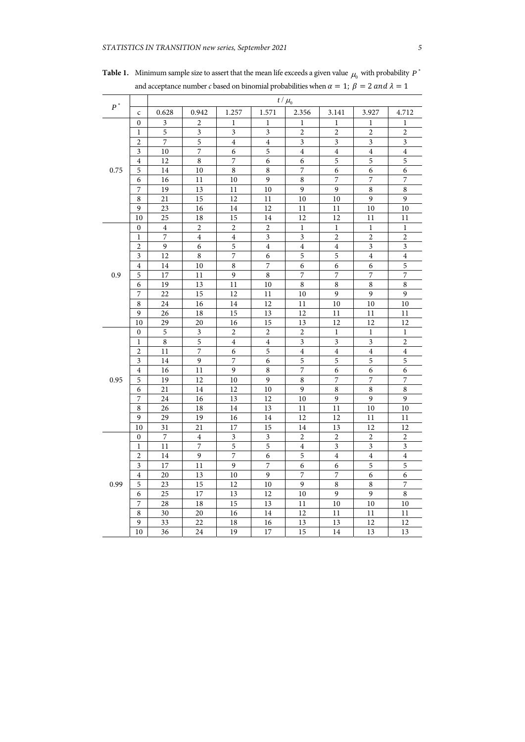**Table 1.** Minimum sample size to assert that the mean life exceeds a given value $\mu_0$ with probability $P^*$ and acceptance number *c* based on binomial probabilities when $\alpha = 1;\ \beta = 2\ and\ \lambda = 1$

| $P^*$ | | $t/\mu_0$ | | | | | | | |
|---|---|---|---|---|---|---|---|---|---|
| | c | 0.628 | 0.942 | 1.257 | 1.571 | 2.356 | 3.141 | 3.927 | 4.712 |
| 0.75 | 0 | 3 | 2 | 1 | 1 | 1 | 1 | 1 | 1 |
| | 1 | 5 | 3 | 3 | 3 | 2 | 2 | 2 | 2 |
| | 2 | 7 | 5 | 4 | 4 | 3 | 3 | 3 | 3 |
| | 3 | 10 | 7 | 6 | 5 | 4 | 4 | 4 | 4 |
| | 4 | 12 | 8 | 7 | 6 | 6 | 5 | 5 | 5 |
| | 5 | 14 | 10 | 8 | 8 | 7 | 6 | 6 | 6 |
| | 6 | 16 | 11 | 10 | 9 | 8 | 7 | 7 | 7 |
| | 7 | 19 | 13 | 11 | 10 | 9 | 9 | 8 | 8 |
| | 8 | 21 | 15 | 12 | 11 | 10 | 10 | 9 | 9 |
| | 9 | 23 | 16 | 14 | 12 | 11 | 11 | 10 | 10 |
| | 10 | 25 | 18 | 15 | 14 | 12 | 12 | 11 | 11 |
| 0.9 | 0 | 4 | 2 | 2 | 2 | 1 | 1 | 1 | 1 |
| | 1 | 7 | 4 | 4 | 3 | 3 | 2 | 2 | 2 |
| | 2 | 9 | 6 | 5 | 4 | 4 | 4 | 3 | 3 |
| | 3 | 12 | 8 | 7 | 6 | 5 | 5 | 4 | 4 |
| | 4 | 14 | 10 | 8 | 7 | 6 | 6 | 6 | 5 |
| | 5 | 17 | 11 | 9 | 8 | 7 | 7 | 7 | 7 |
| | 6 | 19 | 13 | 11 | 10 | 8 | 8 | 8 | 8 |
| | 7 | 22 | 15 | 12 | 11 | 10 | 9 | 9 | 9 |
| | 8 | 24 | 16 | 14 | 12 | 11 | 10 | 10 | 10 |
| | 9 | 26 | 18 | 15 | 13 | 12 | 11 | 11 | 11 |
| | 10 | 29 | 20 | 16 | 15 | 13 | 12 | 12 | 12 |
| 0.95 | 0 | 5 | 3 | 2 | 2 | 2 | 1 | 1 | 1 |
| | 1 | 8 | 5 | 4 | 4 | 3 | 3 | 3 | 2 |
| | 2 | 11 | 7 | 6 | 5 | 4 | 4 | 4 | 4 |
| | 3 | 14 | 9 | 7 | 6 | 5 | 5 | 5 | 5 |
| | 4 | 16 | 11 | 9 | 8 | 7 | 6 | 6 | 6 |
| | 5 | 19 | 12 | 10 | 9 | 8 | 7 | 7 | 7 |
| | 6 | 21 | 14 | 12 | 10 | 9 | 8 | 8 | 8 |
| | 7 | 24 | 16 | 13 | 12 | 10 | 9 | 9 | 9 |
| | 8 | 26 | 18 | 14 | 13 | 11 | 11 | 10 | 10 |
| | 9 | 29 | 19 | 16 | 14 | 12 | 12 | 11 | 11 |
| | 10 | 31 | 21 | 17 | 15 | 14 | 13 | 12 | 12 |
| 0.99 | 0 | 7 | 4 | 3 | 3 | 2 | 2 | 2 | 2 |
| | 1 | 11 | 7 | 5 | 5 | 4 | 3 | 3 | 3 |
| | 2 | 14 | 9 | 7 | 6 | 5 | 4 | 4 | 4 |
| | 3 | 17 | 11 | 9 | 7 | 6 | 6 | 5 | 5 |
| | 4 | 20 | 13 | 10 | 9 | 7 | 7 | 6 | 6 |
| | 5 | 23 | 15 | 12 | 10 | 9 | 8 | 8 | 7 |
| | 6 | 25 | 17 | 13 | 12 | 10 | 9 | 9 | 8 |
| | 7 | 28 | 18 | 15 | 13 | 11 | 10 | 10 | 10 |
| | 8 | 30 | 20 | 16 | 14 | 12 | 11 | 11 | 11 |
| | 9 | 33 | 22 | 18 | 16 | 13 | 13 | 12 | 12 |
| | 10 | 36 | 24 | 19 | 17 | 15 | 14 | 13 | 13 |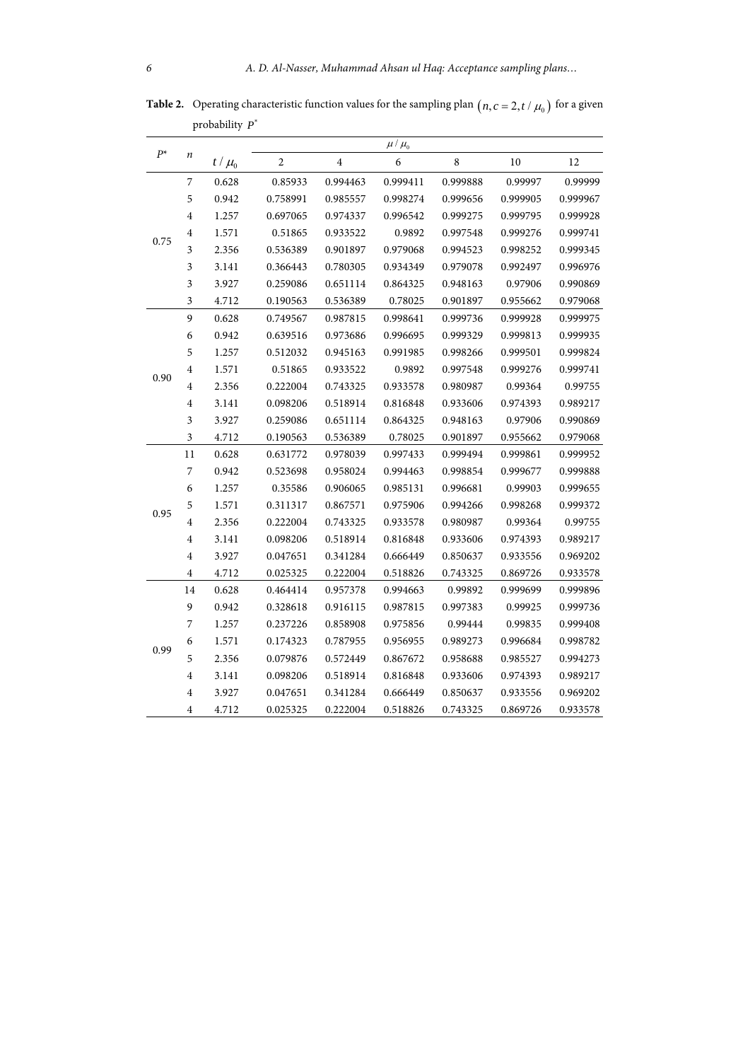**Table 2.** Operating characteristic function values for the sampling plan $(n, c = 2, t/\mu_0)$ for a given probability $P^*$

| $P^*$ | $n$ | $t/\mu_0$ | $\mu/\mu_0$ = 2 | 4 | 6 | 8 | 10 | 12 |
|---|---|---|---|---|---|---|---|---|
| 0.75 | 7 | 0.628 | 0.85933 | 0.994463 | 0.999411 | 0.999888 | 0.99997 | 0.99999 |
| | 5 | 0.942 | 0.758991 | 0.985557 | 0.998274 | 0.999656 | 0.999905 | 0.999967 |
| | 4 | 1.257 | 0.697065 | 0.974337 | 0.996542 | 0.999275 | 0.999795 | 0.999928 |
| | 4 | 1.571 | 0.51865 | 0.933522 | 0.9892 | 0.997548 | 0.999276 | 0.999741 |
| | 3 | 2.356 | 0.536389 | 0.901897 | 0.979068 | 0.994523 | 0.998252 | 0.999345 |
| | 3 | 3.141 | 0.366443 | 0.780305 | 0.934349 | 0.979078 | 0.992497 | 0.996976 |
| | 3 | 3.927 | 0.259086 | 0.651114 | 0.864325 | 0.948163 | 0.97906 | 0.990869 |
| | 3 | 4.712 | 0.190563 | 0.536389 | 0.78025 | 0.901897 | 0.955662 | 0.979068 |
| 0.90 | 9 | 0.628 | 0.749567 | 0.987815 | 0.998641 | 0.999736 | 0.999928 | 0.999975 |
| | 6 | 0.942 | 0.639516 | 0.973686 | 0.996695 | 0.999329 | 0.999813 | 0.999935 |
| | 5 | 1.257 | 0.512032 | 0.945163 | 0.991985 | 0.998266 | 0.999501 | 0.999824 |
| | 4 | 1.571 | 0.51865 | 0.933522 | 0.9892 | 0.997548 | 0.999276 | 0.999741 |
| | 4 | 2.356 | 0.222004 | 0.743325 | 0.933578 | 0.980987 | 0.99364 | 0.99755 |
| | 4 | 3.141 | 0.098206 | 0.518914 | 0.816848 | 0.933606 | 0.974393 | 0.989217 |
| | 3 | 3.927 | 0.259086 | 0.651114 | 0.864325 | 0.948163 | 0.97906 | 0.990869 |
| | 3 | 4.712 | 0.190563 | 0.536389 | 0.78025 | 0.901897 | 0.955662 | 0.979068 |
| 0.95 | 11 | 0.628 | 0.631772 | 0.978039 | 0.997433 | 0.999494 | 0.999861 | 0.999952 |
| | 7 | 0.942 | 0.523698 | 0.958024 | 0.994463 | 0.998854 | 0.999677 | 0.999888 |
| | 6 | 1.257 | 0.35586 | 0.906065 | 0.985131 | 0.996681 | 0.99903 | 0.999655 |
| | 5 | 1.571 | 0.311317 | 0.867571 | 0.975906 | 0.994266 | 0.998268 | 0.999372 |
| | 4 | 2.356 | 0.222004 | 0.743325 | 0.933578 | 0.980987 | 0.99364 | 0.99755 |
| | 4 | 3.141 | 0.098206 | 0.518914 | 0.816848 | 0.933606 | 0.974393 | 0.989217 |
| | 4 | 3.927 | 0.047651 | 0.341284 | 0.666449 | 0.850637 | 0.933556 | 0.969202 |
| | 4 | 4.712 | 0.025325 | 0.222004 | 0.518826 | 0.743325 | 0.869726 | 0.933578 |
| 0.99 | 14 | 0.628 | 0.464414 | 0.957378 | 0.994663 | 0.99892 | 0.999699 | 0.999896 |
| | 9 | 0.942 | 0.328618 | 0.916115 | 0.987815 | 0.997383 | 0.99925 | 0.999736 |
| | 7 | 1.257 | 0.237226 | 0.858908 | 0.975856 | 0.99444 | 0.99835 | 0.999408 |
| | 6 | 1.571 | 0.174323 | 0.787955 | 0.956955 | 0.989273 | 0.996684 | 0.998782 |
| | 5 | 2.356 | 0.079876 | 0.572449 | 0.867672 | 0.958688 | 0.985527 | 0.994273 |
| | 4 | 3.141 | 0.098206 | 0.518914 | 0.816848 | 0.933606 | 0.974393 | 0.989217 |
| | 4 | 3.927 | 0.047651 | 0.341284 | 0.666449 | 0.850637 | 0.933556 | 0.969202 |
| | 4 | 4.712 | 0.025325 | 0.222004 | 0.518826 | 0.743325 | 0.869726 | 0.933578 |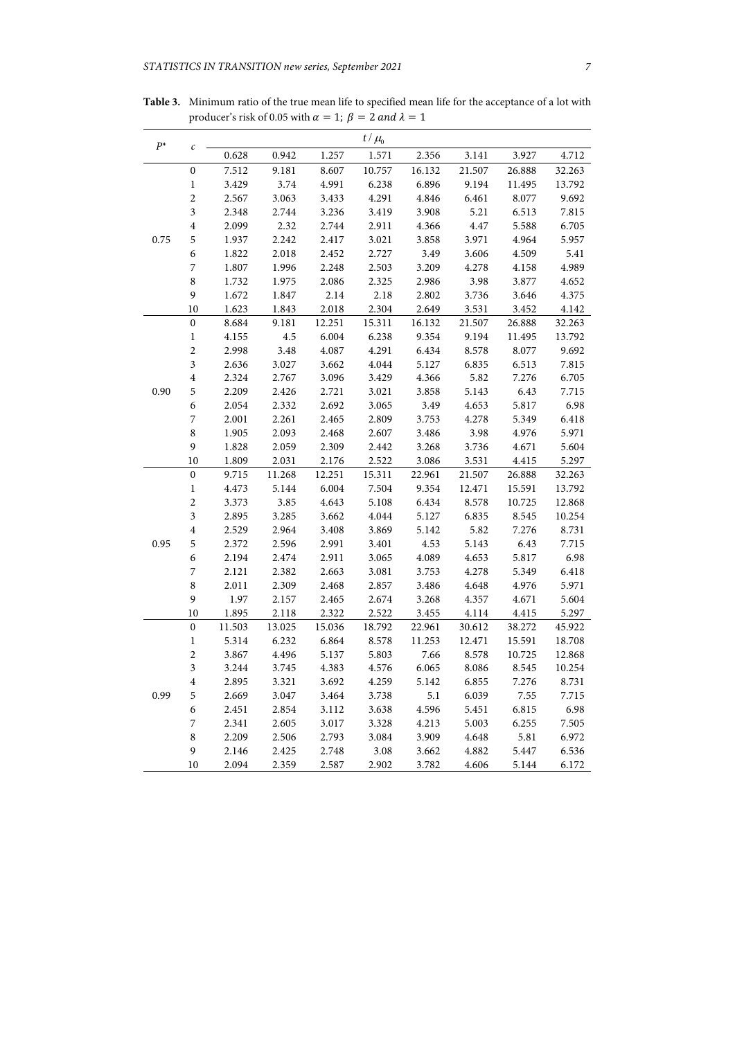**Table 3.** Minimum ratio of the true mean life to specified mean life for the acceptance of a lot with producer's risk of 0.05 with $\alpha = 1$; $\beta = 2$ *and* $\lambda = 1$

| $P^*$ | $c$ | $t/\mu_0$ | | | | | | | |
|---|---|---|---|---|---|---|---|---|---|
| | | 0.628 | 0.942 | 1.257 | 1.571 | 2.356 | 3.141 | 3.927 | 4.712 |
| 0.75 | 0 | 7.512 | 9.181 | 8.607 | 10.757 | 16.132 | 21.507 | 26.888 | 32.263 |
| | 1 | 3.429 | 3.74 | 4.991 | 6.238 | 6.896 | 9.194 | 11.495 | 13.792 |
| | 2 | 2.567 | 3.063 | 3.433 | 4.291 | 4.846 | 6.461 | 8.077 | 9.692 |
| | 3 | 2.348 | 2.744 | 3.236 | 3.419 | 3.908 | 5.21 | 6.513 | 7.815 |
| | 4 | 2.099 | 2.32 | 2.744 | 2.911 | 4.366 | 4.47 | 5.588 | 6.705 |
| | 5 | 1.937 | 2.242 | 2.417 | 3.021 | 3.858 | 3.971 | 4.964 | 5.957 |
| | 6 | 1.822 | 2.018 | 2.452 | 2.727 | 3.49 | 3.606 | 4.509 | 5.41 |
| | 7 | 1.807 | 1.996 | 2.248 | 2.503 | 3.209 | 4.278 | 4.158 | 4.989 |
| | 8 | 1.732 | 1.975 | 2.086 | 2.325 | 2.986 | 3.98 | 3.877 | 4.652 |
| | 9 | 1.672 | 1.847 | 2.14 | 2.18 | 2.802 | 3.736 | 3.646 | 4.375 |
| | 10 | 1.623 | 1.843 | 2.018 | 2.304 | 2.649 | 3.531 | 3.452 | 4.142 |
| 0.90 | 0 | 8.684 | 9.181 | 12.251 | 15.311 | 16.132 | 21.507 | 26.888 | 32.263 |
| | 1 | 4.155 | 4.5 | 6.004 | 6.238 | 9.354 | 9.194 | 11.495 | 13.792 |
| | 2 | 2.998 | 3.48 | 4.087 | 4.291 | 6.434 | 8.578 | 8.077 | 9.692 |
| | 3 | 2.636 | 3.027 | 3.662 | 4.044 | 5.127 | 6.835 | 6.513 | 7.815 |
| | 4 | 2.324 | 2.767 | 3.096 | 3.429 | 4.366 | 5.82 | 7.276 | 6.705 |
| | 5 | 2.209 | 2.426 | 2.721 | 3.021 | 3.858 | 5.143 | 6.43 | 7.715 |
| | 6 | 2.054 | 2.332 | 2.692 | 3.065 | 3.49 | 4.653 | 5.817 | 6.98 |
| | 7 | 2.001 | 2.261 | 2.465 | 2.809 | 3.753 | 4.278 | 5.349 | 6.418 |
| | 8 | 1.905 | 2.093 | 2.468 | 2.607 | 3.486 | 3.98 | 4.976 | 5.971 |
| | 9 | 1.828 | 2.059 | 2.309 | 2.442 | 3.268 | 3.736 | 4.671 | 5.604 |
| | 10 | 1.809 | 2.031 | 2.176 | 2.522 | 3.086 | 3.531 | 4.415 | 5.297 |
| 0.95 | 0 | 9.715 | 11.268 | 12.251 | 15.311 | 22.961 | 21.507 | 26.888 | 32.263 |
| | 1 | 4.473 | 5.144 | 6.004 | 7.504 | 9.354 | 12.471 | 15.591 | 13.792 |
| | 2 | 3.373 | 3.85 | 4.643 | 5.108 | 6.434 | 8.578 | 10.725 | 12.868 |
| | 3 | 2.895 | 3.285 | 3.662 | 4.044 | 5.127 | 6.835 | 8.545 | 10.254 |
| | 4 | 2.529 | 2.964 | 3.408 | 3.869 | 5.142 | 5.82 | 7.276 | 8.731 |
| | 5 | 2.372 | 2.596 | 2.991 | 3.401 | 4.53 | 5.143 | 6.43 | 7.715 |
| | 6 | 2.194 | 2.474 | 2.911 | 3.065 | 4.089 | 4.653 | 5.817 | 6.98 |
| | 7 | 2.121 | 2.382 | 2.663 | 3.081 | 3.753 | 4.278 | 5.349 | 6.418 |
| | 8 | 2.011 | 2.309 | 2.468 | 2.857 | 3.486 | 4.648 | 4.976 | 5.971 |
| | 9 | 1.97 | 2.157 | 2.465 | 2.674 | 3.268 | 4.357 | 4.671 | 5.604 |
| | 10 | 1.895 | 2.118 | 2.322 | 2.522 | 3.455 | 4.114 | 4.415 | 5.297 |
| 0.99 | 0 | 11.503 | 13.025 | 15.036 | 18.792 | 22.961 | 30.612 | 38.272 | 45.922 |
| | 1 | 5.314 | 6.232 | 6.864 | 8.578 | 11.253 | 12.471 | 15.591 | 18.708 |
| | 2 | 3.867 | 4.496 | 5.137 | 5.803 | 7.66 | 8.578 | 10.725 | 12.868 |
| | 3 | 3.244 | 3.745 | 4.383 | 4.576 | 6.065 | 8.086 | 8.545 | 10.254 |
| | 4 | 2.895 | 3.321 | 3.692 | 4.259 | 5.142 | 6.855 | 7.276 | 8.731 |
| | 5 | 2.669 | 3.047 | 3.464 | 3.738 | 5.1 | 6.039 | 7.55 | 7.715 |
| | 6 | 2.451 | 2.854 | 3.112 | 3.638 | 4.596 | 5.451 | 6.815 | 6.98 |
| | 7 | 2.341 | 2.605 | 3.017 | 3.328 | 4.213 | 5.003 | 6.255 | 7.505 |
| | 8 | 2.209 | 2.506 | 2.793 | 3.084 | 3.909 | 4.648 | 5.81 | 6.972 |
| | 9 | 2.146 | 2.425 | 2.748 | 3.08 | 3.662 | 4.882 | 5.447 | 6.536 |
| | 10 | 2.094 | 2.359 | 2.587 | 2.902 | 3.782 | 4.606 | 5.144 | 6.172 |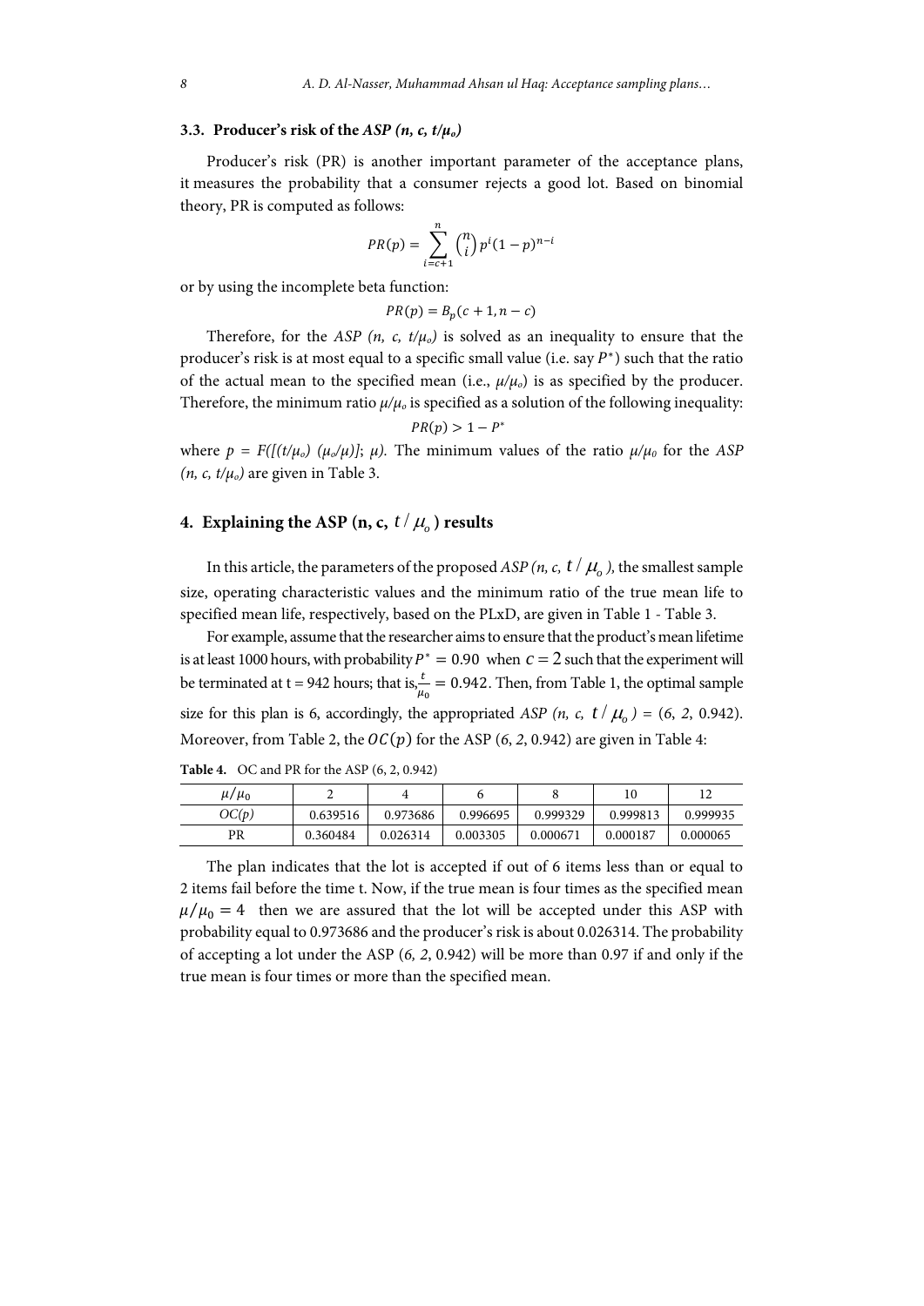### 3.3. Producer's risk of the *ASP (n, c, $t/\mu_o$)*

Producer's risk (PR) is another important parameter of the acceptance plans, it measures the probability that a consumer rejects a good lot. Based on binomial theory, PR is computed as follows:

$$PR(p) = \sum_{i=c+1}^{n} \binom{n}{i} p^i (1-p)^{n-i}$$

or by using the incomplete beta function:

$$PR(p) = B_p(c+1, n-c)$$

Therefore, for the *ASP (n, c, $t/\mu_o$)* is solved as an inequality to ensure that the producer's risk is at most equal to a specific small value (i.e. say $P^*$) such that the ratio of the actual mean to the specified mean (i.e., $\mu/\mu_o$) is as specified by the producer. Therefore, the minimum ratio $\mu/\mu_o$ is specified as a solution of the following inequality:

$$PR(p) > 1 - P^*$$

where $p = F([(t/\mu_o)\ (\mu_o/\mu)];\ \mu)$. The minimum values of the ratio $\mu/\mu_0$ for the *ASP (n, c, $t/\mu_o$)* are given in Table 3.

## 4. Explaining the ASP (n, c, $t/\mu_o$) results

In this article, the parameters of the proposed *ASP (n, c, $t/\mu_o$)*, the smallest sample size, operating characteristic values and the minimum ratio of the true mean life to specified mean life, respectively, based on the PLxD, are given in Table 1 - Table 3.

For example, assume that the researcher aims to ensure that the product's mean lifetime is at least 1000 hours, with probability $P^* = 0.90$ when $c = 2$ such that the experiment will be terminated at t = 942 hours; that is, $\frac{t}{\mu_0} = 0.942$. Then, from Table 1, the optimal sample size for this plan is 6, accordingly, the appropriated *ASP (n, c, $t/\mu_o$)* = (6, 2, 0.942). Moreover, from Table 2, the $OC(p)$ for the ASP (6, 2, 0.942) are given in Table 4:

**Table 4.** OC and PR for the ASP (6, 2, 0.942)

| $\mu/\mu_0$ | 2 | 4 | 6 | 8 | 10 | 12 |
|---|---|---|---|---|---|---|
| $OC(p)$ | 0.639516 | 0.973686 | 0.996695 | 0.999329 | 0.999813 | 0.999935 |
| PR | 0.360484 | 0.026314 | 0.003305 | 0.000671 | 0.000187 | 0.000065 |

The plan indicates that the lot is accepted if out of 6 items less than or equal to 2 items fail before the time t. Now, if the true mean is four times as the specified mean $\mu/\mu_0 = 4$ then we are assured that the lot will be accepted under this ASP with probability equal to 0.973686 and the producer's risk is about 0.026314. The probability of accepting a lot under the ASP (*6, 2*, 0.942) will be more than 0.97 if and only if the true mean is four times or more than the specified mean.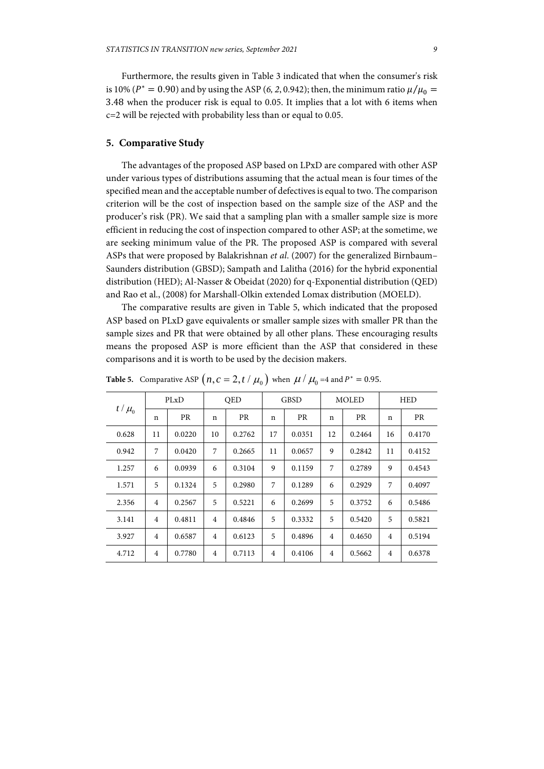Furthermore, the results given in Table 3 indicated that when the consumer's risk is 10% ($P^* = 0.90$) and by using the ASP (*6, 2*, 0.942); then, the minimum ratio $\mu/\mu_0 = 3.48$ when the producer risk is equal to 0.05. It implies that a lot with 6 items when c=2 will be rejected with probability less than or equal to 0.05.

## 5. Comparative Study

The advantages of the proposed ASP based on LPxD are compared with other ASP under various types of distributions assuming that the actual mean is four times of the specified mean and the acceptable number of defectives is equal to two. The comparison criterion will be the cost of inspection based on the sample size of the ASP and the producer's risk (PR). We said that a sampling plan with a smaller sample size is more efficient in reducing the cost of inspection compared to other ASP; at the sometime, we are seeking minimum value of the PR. The proposed ASP is compared with several ASPs that were proposed by Balakrishnan *et al.* (2007) for the generalized Birnbaum–Saunders distribution (GBSD); Sampath and Lalitha (2016) for the hybrid exponential distribution (HED); Al-Nasser & Obeidat (2020) for q-Exponential distribution (QED) and Rao et al., (2008) for Marshall-Olkin extended Lomax distribution (MOELD).

The comparative results are given in Table 5, which indicated that the proposed ASP based on PLxD gave equivalents or smaller sample sizes with smaller PR than the sample sizes and PR that were obtained by all other plans. These encouraging results means the proposed ASP is more efficient than the ASP that considered in these comparisons and it is worth to be used by the decision makers.

**Table 5.** Comparative ASP $\left(n, c=2, t/\mu_0\right)$ when $\mu/\mu_0$ =4 and $P^* = 0.95$.

| $t/\mu_0$ | PLxD | | QED | | GBSD | | MOLED | | HED | |
|---|---|---|---|---|---|---|---|---|---|---|
| | n | PR | n | PR | n | PR | n | PR | n | PR |
| 0.628 | 11 | 0.0220 | 10 | 0.2762 | 17 | 0.0351 | 12 | 0.2464 | 16 | 0.4170 |
| 0.942 | 7 | 0.0420 | 7 | 0.2665 | 11 | 0.0657 | 9 | 0.2842 | 11 | 0.4152 |
| 1.257 | 6 | 0.0939 | 6 | 0.3104 | 9 | 0.1159 | 7 | 0.2789 | 9 | 0.4543 |
| 1.571 | 5 | 0.1324 | 5 | 0.2980 | 7 | 0.1289 | 6 | 0.2929 | 7 | 0.4097 |
| 2.356 | 4 | 0.2567 | 5 | 0.5221 | 6 | 0.2699 | 5 | 0.3752 | 6 | 0.5486 |
| 3.141 | 4 | 0.4811 | 4 | 0.4846 | 5 | 0.3332 | 5 | 0.5420 | 5 | 0.5821 |
| 3.927 | 4 | 0.6587 | 4 | 0.6123 | 5 | 0.4896 | 4 | 0.4650 | 4 | 0.5194 |
| 4.712 | 4 | 0.7780 | 4 | 0.7113 | 4 | 0.4106 | 4 | 0.5662 | 4 | 0.6378 |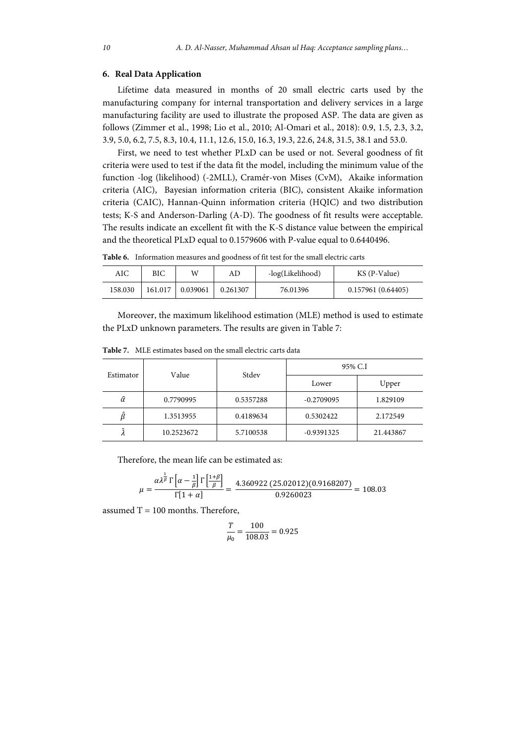## 6. Real Data Application

Lifetime data measured in months of 20 small electric carts used by the manufacturing company for internal transportation and delivery services in a large manufacturing facility are used to illustrate the proposed ASP. The data are given as follows (Zimmer et al., 1998; Lio et al., 2010; Al-Omari et al., 2018): 0.9, 1.5, 2.3, 3.2, 3.9, 5.0, 6.2, 7.5, 8.3, 10.4, 11.1, 12.6, 15.0, 16.3, 19.3, 22.6, 24.8, 31.5, 38.1 and 53.0.

First, we need to test whether PLxD can be used or not. Several goodness of fit criteria were used to test if the data fit the model, including the minimum value of the function -log (likelihood) (-2MLL), Cramér-von Mises (CvM), Akaike information criteria (AIC), Bayesian information criteria (BIC), consistent Akaike information criteria (CAIC), Hannan-Quinn information criteria (HQIC) and two distribution tests; K-S and Anderson-Darling (A-D). The goodness of fit results were acceptable. The results indicate an excellent fit with the K-S distance value between the empirical and the theoretical PLxD equal to 0.1579606 with P-value equal to 0.6440496.

**Table 6.** Information measures and goodness of fit test for the small electric carts

| AIC | BIC | W | AD | -log(Likelihood) | KS (P-Value) |
|---|---|---|---|---|---|
| 158.030 | 161.017 | 0.039061 | 0.261307 | 76.01396 | 0.157961 (0.64405) |

Moreover, the maximum likelihood estimation (MLE) method is used to estimate the PLxD unknown parameters. The results are given in Table 7:

**Table 7.** MLE estimates based on the small electric carts data

| Estimator | Value | Stdev | 95% C.I | |
|---|---|---|---|---|
| | | | Lower | Upper |
| $\hat{\alpha}$ | 0.7790995 | 0.5357288 | -0.2709095 | 1.829109 |
| $\hat{\beta}$ | 1.3513955 | 0.4189634 | 0.5302422 | 2.172549 |
| $\hat{\lambda}$ | 10.2523672 | 5.7100538 | -0.9391325 | 21.443867 |

Therefore, the mean life can be estimated as:

$$\mu = \frac{\alpha \lambda^{\frac{1}{\beta}} \Gamma\left[\alpha - \frac{1}{\beta}\right] \Gamma\left[\frac{1+\beta}{\beta}\right]}{\Gamma[1+\alpha]} = \frac{4.360922\,(25.02012)(0.9168207)}{0.9260023} = 108.03$$

assumed T = 100 months. Therefore,

$$\frac{T}{\mu_0} = \frac{100}{108.03} = 0.925$$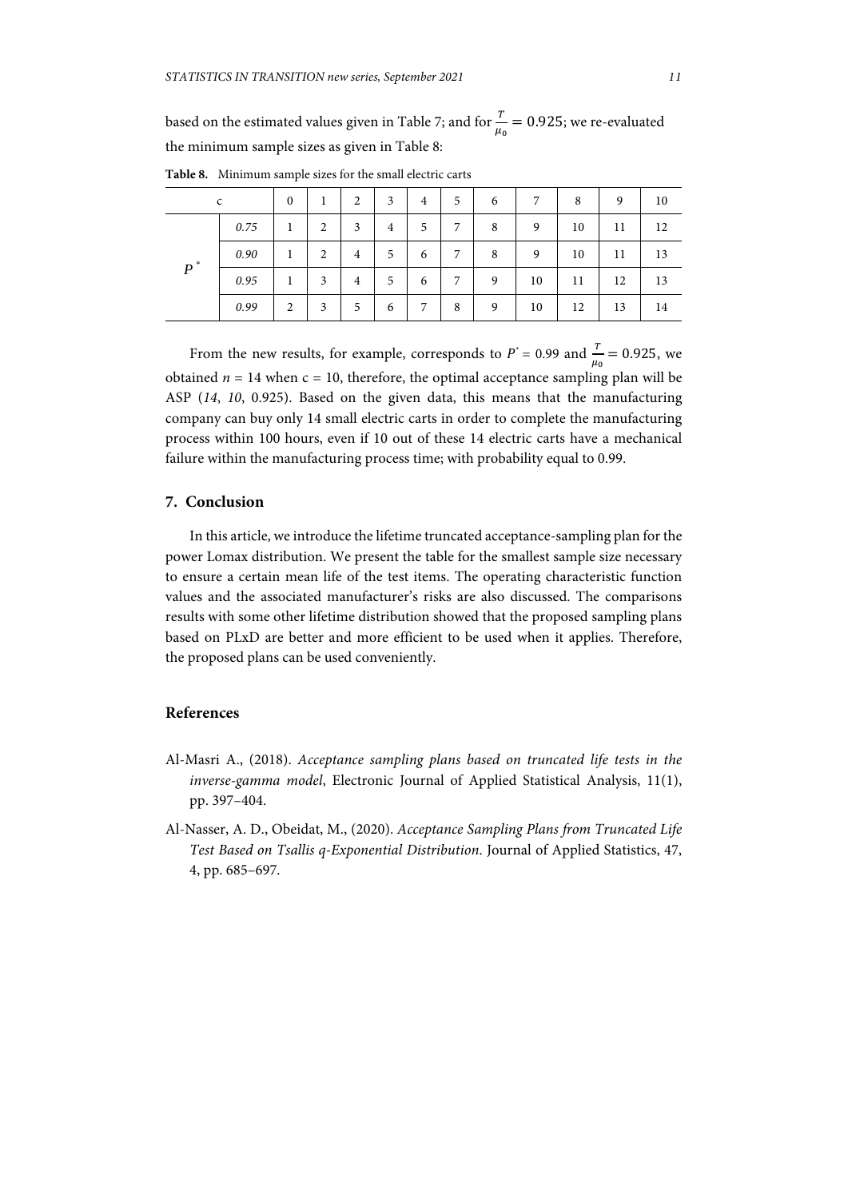based on the estimated values given in Table 7; and for $\frac{T}{\mu_0} = 0.925$; we re-evaluated the minimum sample sizes as given in Table 8:

**Table 8.** Minimum sample sizes for the small electric carts

| c | | 0 | 1 | 2 | 3 | 4 | 5 | 6 | 7 | 8 | 9 | 10 |
|---|---|---|---|---|---|---|---|---|---|---|---|---|
| $P^*$ | *0.75* | 1 | 2 | 3 | 4 | 5 | 7 | 8 | 9 | 10 | 11 | 12 |
| | *0.90* | 1 | 2 | 4 | 5 | 6 | 7 | 8 | 9 | 10 | 11 | 13 |
| | *0.95* | 1 | 3 | 4 | 5 | 6 | 7 | 9 | 10 | 11 | 12 | 13 |
| | *0.99* | 2 | 3 | 5 | 6 | 7 | 8 | 9 | 10 | 12 | 13 | 14 |

From the new results, for example, corresponds to $P^* = 0.99$ and $\frac{T}{\mu_0} = 0.925$, we obtained $n = 14$ when c = 10, therefore, the optimal acceptance sampling plan will be ASP (*14*, *10*, 0.925). Based on the given data, this means that the manufacturing company can buy only 14 small electric carts in order to complete the manufacturing process within 100 hours, even if 10 out of these 14 electric carts have a mechanical failure within the manufacturing process time; with probability equal to 0.99.

## 7. Conclusion

In this article, we introduce the lifetime truncated acceptance-sampling plan for the power Lomax distribution. We present the table for the smallest sample size necessary to ensure a certain mean life of the test items. The operating characteristic function values and the associated manufacturer's risks are also discussed. The comparisons results with some other lifetime distribution showed that the proposed sampling plans based on PLxD are better and more efficient to be used when it applies. Therefore, the proposed plans can be used conveniently.

## References

Al-Masri A., (2018). *Acceptance sampling plans based on truncated life tests in the inverse-gamma model*, Electronic Journal of Applied Statistical Analysis, 11(1), pp. 397–404.

Al-Nasser, A. D., Obeidat, M., (2020). *Acceptance Sampling Plans from Truncated Life Test Based on Tsallis q-Exponential Distribution*. Journal of Applied Statistics, 47, 4, pp. 685–697.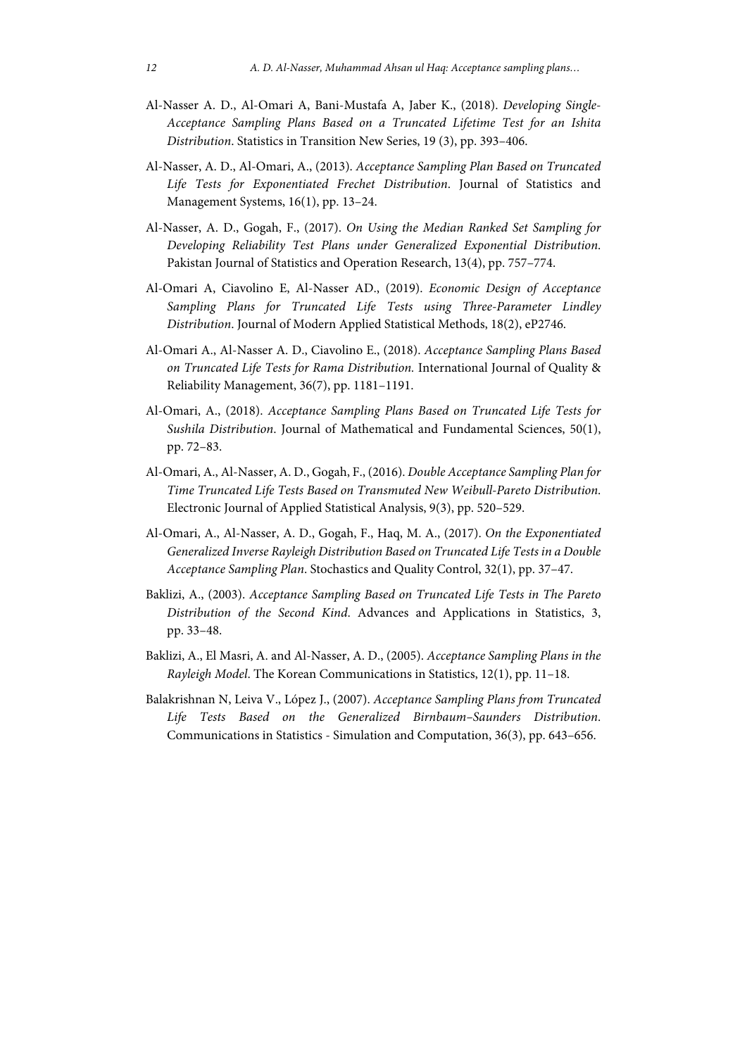Al-Nasser A. D., Al-Omari A, Bani-Mustafa A, Jaber K., (2018). *Developing Single-Acceptance Sampling Plans Based on a Truncated Lifetime Test for an Ishita Distribution*. Statistics in Transition New Series, 19 (3), pp. 393–406.

Al-Nasser, A. D., Al-Omari, A., (2013). *Acceptance Sampling Plan Based on Truncated Life Tests for Exponentiated Frechet Distribution*. Journal of Statistics and Management Systems, 16(1), pp. 13–24.

Al-Nasser, A. D., Gogah, F., (2017). *On Using the Median Ranked Set Sampling for Developing Reliability Test Plans under Generalized Exponential Distribution*. Pakistan Journal of Statistics and Operation Research, 13(4), pp. 757–774.

Al-Omari A, Ciavolino E, Al-Nasser AD., (2019). *Economic Design of Acceptance Sampling Plans for Truncated Life Tests using Three-Parameter Lindley Distribution*. Journal of Modern Applied Statistical Methods, 18(2), eP2746.

Al-Omari A., Al-Nasser A. D., Ciavolino E., (2018). *Acceptance Sampling Plans Based on Truncated Life Tests for Rama Distribution.* International Journal of Quality & Reliability Management, 36(7), pp. 1181–1191.

Al-Omari, A., (2018). *Acceptance Sampling Plans Based on Truncated Life Tests for Sushila Distribution*. Journal of Mathematical and Fundamental Sciences, 50(1), pp. 72–83.

Al-Omari, A., Al-Nasser, A. D., Gogah, F., (2016). *Double Acceptance Sampling Plan for Time Truncated Life Tests Based on Transmuted New Weibull-Pareto Distribution*. Electronic Journal of Applied Statistical Analysis, 9(3), pp. 520–529.

Al-Omari, A., Al-Nasser, A. D., Gogah, F., Haq, M. A., (2017). *On the Exponentiated Generalized Inverse Rayleigh Distribution Based on Truncated Life Tests in a Double Acceptance Sampling Plan*. Stochastics and Quality Control, 32(1), pp. 37–47.

Baklizi, A., (2003). *Acceptance Sampling Based on Truncated Life Tests in The Pareto Distribution of the Second Kind*. Advances and Applications in Statistics, 3, pp. 33–48.

Baklizi, A., El Masri, A. and Al-Nasser, A. D., (2005). *Acceptance Sampling Plans in the Rayleigh Model*. The Korean Communications in Statistics, 12(1), pp. 11–18.

Balakrishnan N, Leiva V., López J., (2007). *Acceptance Sampling Plans from Truncated Life Tests Based on the Generalized Birnbaum–Saunders Distribution*. Communications in Statistics - Simulation and Computation, 36(3), pp. 643–656.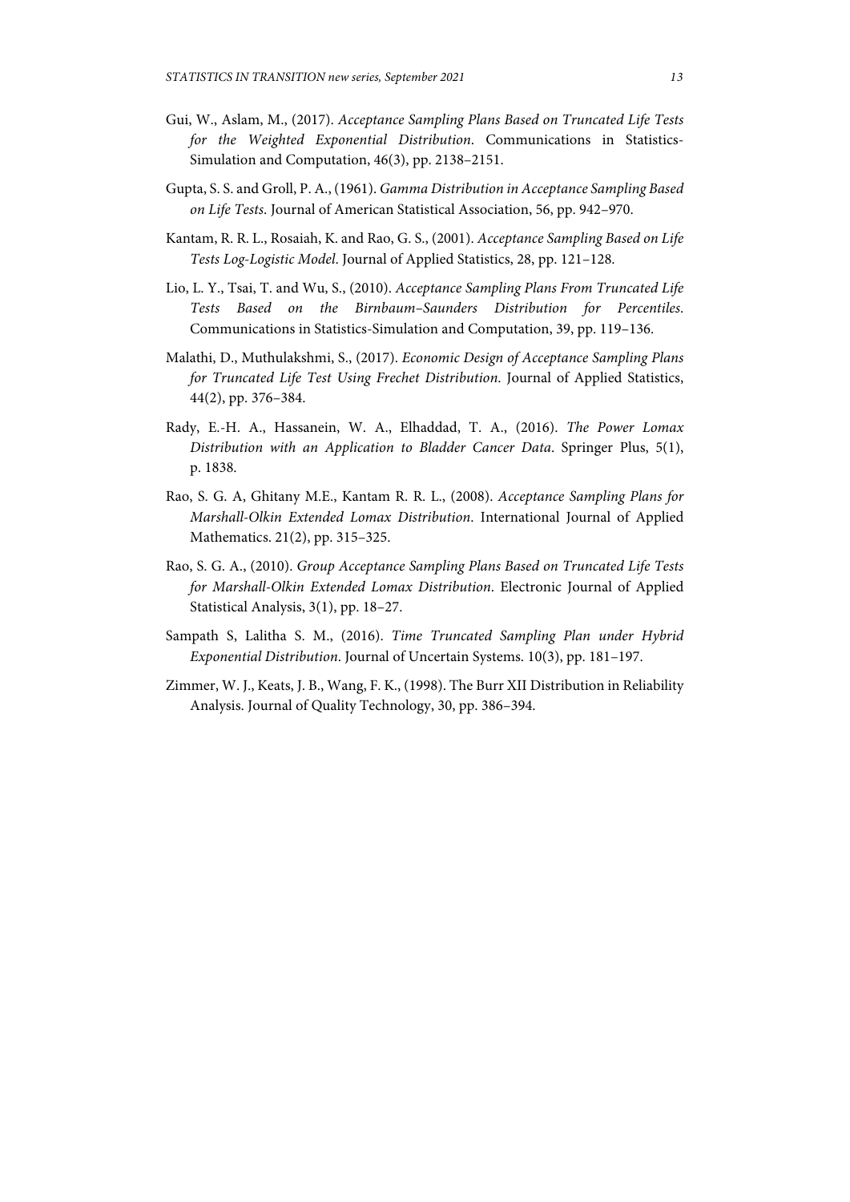Gui, W., Aslam, M., (2017). *Acceptance Sampling Plans Based on Truncated Life Tests for the Weighted Exponential Distribution*. Communications in Statistics-Simulation and Computation, 46(3), pp. 2138–2151.

Gupta, S. S. and Groll, P. A., (1961). *Gamma Distribution in Acceptance Sampling Based on Life Tests.* Journal of American Statistical Association, 56, pp. 942–970.

Kantam, R. R. L., Rosaiah, K. and Rao, G. S., (2001). *Acceptance Sampling Based on Life Tests Log-Logistic Model.* Journal of Applied Statistics, 28, pp. 121–128.

Lio, L. Y., Tsai, T. and Wu, S., (2010). *Acceptance Sampling Plans From Truncated Life Tests Based on the Birnbaum–Saunders Distribution for Percentiles.* Communications in Statistics-Simulation and Computation, 39, pp. 119–136.

Malathi, D., Muthulakshmi, S., (2017). *Economic Design of Acceptance Sampling Plans for Truncated Life Test Using Frechet Distribution.* Journal of Applied Statistics, 44(2), pp. 376–384.

Rady, E.-H. A., Hassanein, W. A., Elhaddad, T. A., (2016). *The Power Lomax Distribution with an Application to Bladder Cancer Data*. Springer Plus, 5(1), p. 1838.

Rao, S. G. A, Ghitany M.E., Kantam R. R. L., (2008). *Acceptance Sampling Plans for Marshall-Olkin Extended Lomax Distribution*. International Journal of Applied Mathematics. 21(2), pp. 315–325.

Rao, S. G. A., (2010). *Group Acceptance Sampling Plans Based on Truncated Life Tests for Marshall-Olkin Extended Lomax Distribution*. Electronic Journal of Applied Statistical Analysis, 3(1), pp. 18–27.

Sampath S, Lalitha S. M., (2016). *Time Truncated Sampling Plan under Hybrid Exponential Distribution*. Journal of Uncertain Systems. 10(3), pp. 181–197.

Zimmer, W. J., Keats, J. B., Wang, F. K., (1998). The Burr XII Distribution in Reliability Analysis. Journal of Quality Technology, 30, pp. 386–394.